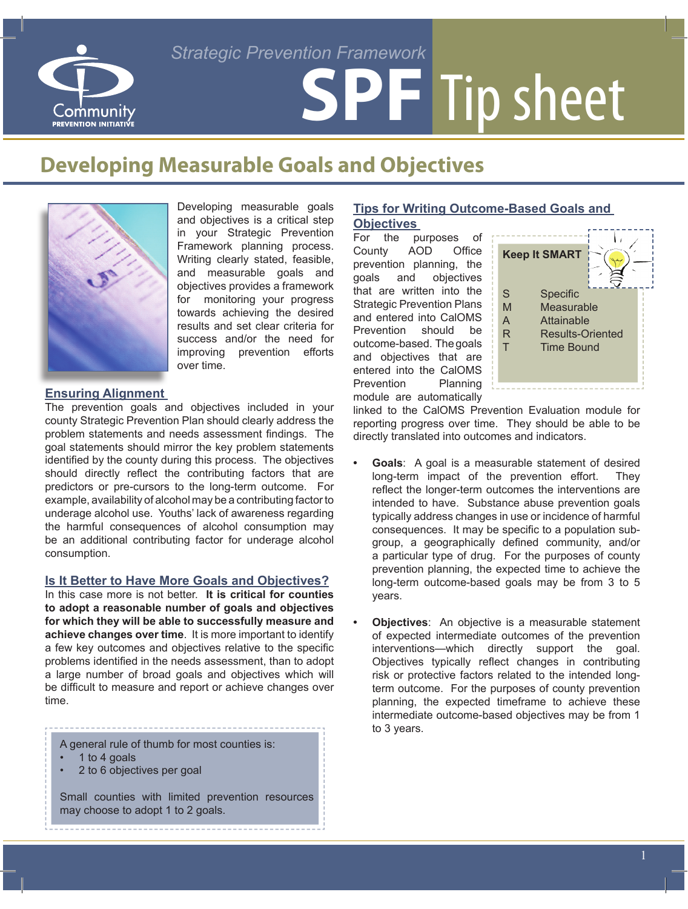Strategic Prevention Framework

# SPF Tip sheet

## Developing Measurable Goals and Objectives

Developing measurable goals and objectives is a critical step in your Strategic Prevention Framework planning process. Writing clearly stated, feasible, and measurable goals and objectives provides a framework for monitoring your progress towards achieving the desired results and set clear criteria for success and/or the need for improving prevention efforts over time.

### Ensuring Alignment

The prevention goals and objectives included in your county Strategic Prevention Plan should clearly address the problem statements and needs assessment findings. The goal statements should mirror the key problem statements identified by the county during this process. The objectives should directly reflect the contributing factors that are predictors or pre-cursors to the long-term outcome. For example, availability of alcohol may be a contributing factor to underage alcohol use. Youths' lack of awareness regarding the harmful consequences of alcohol consumption may be an additional contributing factor for underage alcohol consumption.

### Is It Better to Have More Goals and Objectives?

In this case more is not better. **It is critical for counties to adopt a reasonable number of goals and objectives for which they will be able to successfully measure and achieve changes over time**. It is more important to identify a few key outcomes and objectives relative to the specific problems identified in the needs assessment, than to adopt a large number of broad goals and objectives which will be difficult to measure and report or achieve changes over time.

A general rule of thumb for most counties is:

- 1 to 4 goals
- 2 to 6 objectives per goal

Small counties with limited prevention resources may choose to adopt 1 to 2 goals.

### Tips for Writing Outcome-Based Goals and Objectives

For the purposes of County AOD Office prevention planning, the goals and objectives that are written into the Strategic Prevention Plans and entered into CalOMS Prevention should be outcome-based. The goals and objectives that are entered into the CalOMS Prevention Planning module are automatically linked to the CalOMS Prevention Evaluation module for reporting progress over time. They should be able to be directly translated into outcomes and indicators.

**Keep It SMART**

| | |
|---|---|
| S | Specific |
| M | Measurable |
| A | Attainable |
| R | Results-Oriented |
| T | Time Bound |

- **Goals**: A goal is a measurable statement of desired long-term impact of the prevention effort. They reflect the longer-term outcomes the interventions are intended to have. Substance abuse prevention goals typically address changes in use or incidence of harmful consequences. It may be specific to a population sub-group, a geographically defined community, and/or a particular type of drug. For the purposes of county prevention planning, the expected time to achieve the long-term outcome-based goals may be from 3 to 5 years.

- **Objectives**: An objective is a measurable statement of expected intermediate outcomes of the prevention interventions—which directly support the goal. Objectives typically reflect changes in contributing risk or protective factors related to the intended long-term outcome. For the purposes of county prevention planning, the expected timeframe to achieve these intermediate outcome-based objectives may be from 1 to 3 years.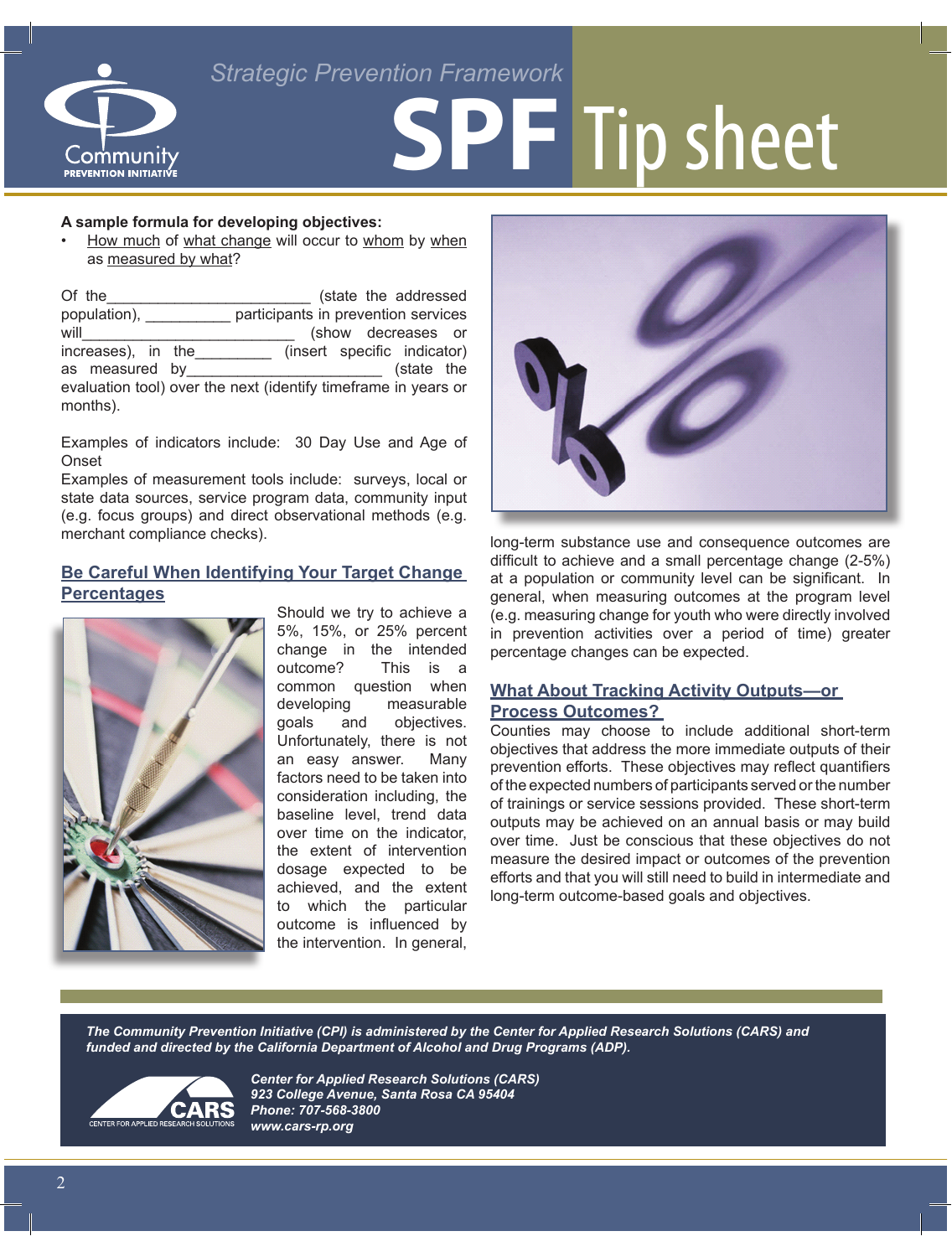**A sample formula for developing objectives:**

- How much of what change will occur to whom by when as measured by what?

Of the_______________________ (state the addressed population), __________ participants in prevention services will_________________________ (show decreases or increases), in the_________ (insert specific indicator) as measured by______________________ (state the evaluation tool) over the next (identify timeframe in years or months).

Examples of indicators include: 30 Day Use and Age of Onset

Examples of measurement tools include: surveys, local or state data sources, service program data, community input (e.g. focus groups) and direct observational methods (e.g. merchant compliance checks).

## Be Careful When Identifying Your Target Change Percentages

Should we try to achieve a 5%, 15%, or 25% percent change in the intended outcome? This is a common question when developing measurable goals and objectives. Unfortunately, there is not an easy answer. Many factors need to be taken into consideration including, the baseline level, trend data over time on the indicator, the extent of intervention dosage expected to be achieved, and the extent to which the particular outcome is influenced by the intervention. In general, long-term substance use and consequence outcomes are difficult to achieve and a small percentage change (2-5%) at a population or community level can be significant. In general, when measuring outcomes at the program level (e.g. measuring change for youth who were directly involved in prevention activities over a period of time) greater percentage changes can be expected.

## What About Tracking Activity Outputs—or Process Outcomes?

Counties may choose to include additional short-term objectives that address the more immediate outputs of their prevention efforts. These objectives may reflect quantifiers of the expected numbers of participants served or the number of trainings or service sessions provided. These short-term outputs may be achieved on an annual basis or may build over time. Just be conscious that these objectives do not measure the desired impact or outcomes of the prevention efforts and that you will still need to build in intermediate and long-term outcome-based goals and objectives.

***The Community Prevention Initiative (CPI) is administered by the Center for Applied Research Solutions (CARS) and funded and directed by the California Department of Alcohol and Drug Programs (ADP).***

***Center for Applied Research Solutions (CARS)***
***923 College Avenue, Santa Rosa CA 95404***
***Phone: 707-568-3800***
***www.cars-rp.org***